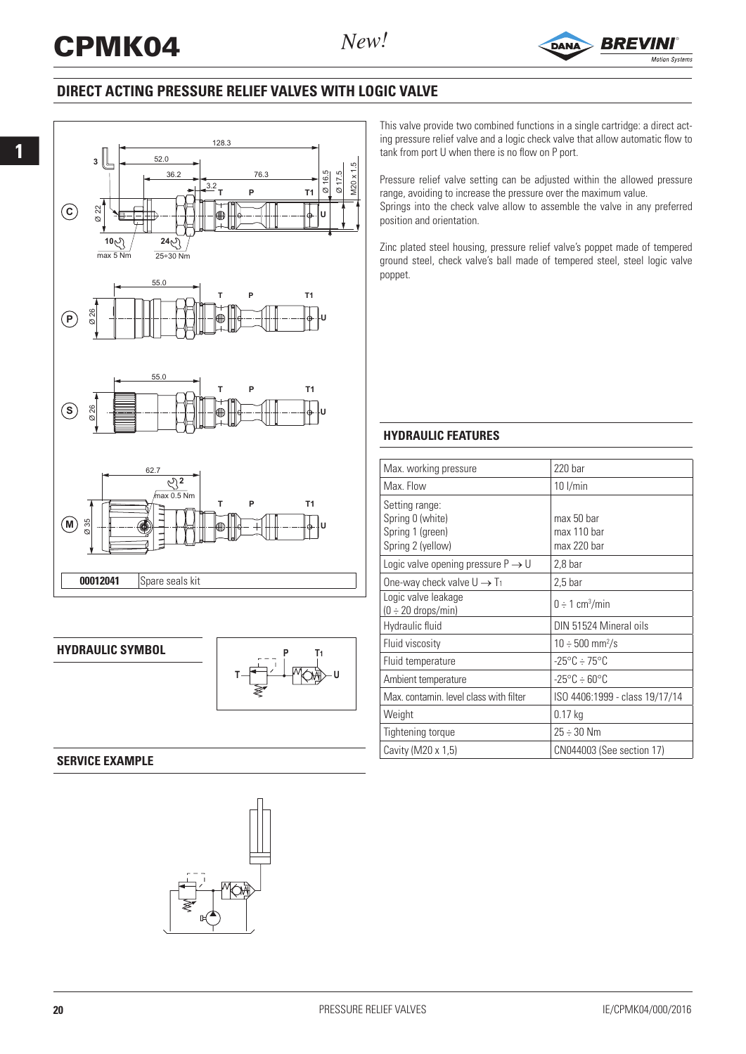# CPMK04

*New!*

## DIRECT ACTING PRESSURE RELIEF VALVES WITH LOGIC VALVE

| 00012041 | Spare seals kit |
|---|---|

This valve provide two combined functions in a single cartridge: a direct acting pressure relief valve and a logic check valve that allow automatic flow to tank from port U when there is no flow on P port.

Pressure relief valve setting can be adjusted within the allowed pressure range, avoiding to increase the pressure over the maximum value.
Springs into the check valve allow to assemble the valve in any preferred position and orientation.

Zinc plated steel housing, pressure relief valve's poppet made of tempered ground steel, check valve's ball made of tempered steel, steel logic valve poppet.

### HYDRAULIC FEATURES

| | |
|---|---|
| Max. working pressure | 220 bar |
| Max. Flow | 10 l/min |
| Setting range:<br>Spring 0 (white)<br>Spring 1 (green)<br>Spring 2 (yellow) | <br>max 50 bar<br>max 110 bar<br>max 220 bar |
| Logic valve opening pressure P → U | 2,8 bar |
| One-way check valve U → $T_1$ | 2,5 bar |
| Logic valve leakage<br>(0 ÷ 20 drops/min) | 0 ÷ 1 $cm^3$/min |
| Hydraulic fluid | DIN 51524 Mineral oils |
| Fluid viscosity | 10 ÷ 500 $mm^2$/s |
| Fluid temperature | -25°C ÷ 75°C |
| Ambient temperature | -25°C ÷ 60°C |
| Max. contamin. level class with filter | ISO 4406:1999 - class 19/17/14 |
| Weight | 0.17 kg |
| Tightening torque | 25 ÷ 30 Nm |
| Cavity (M20 x 1,5) | CN044003 (See section 17) |

### HYDRAULIC SYMBOL

### SERVICE EXAMPLE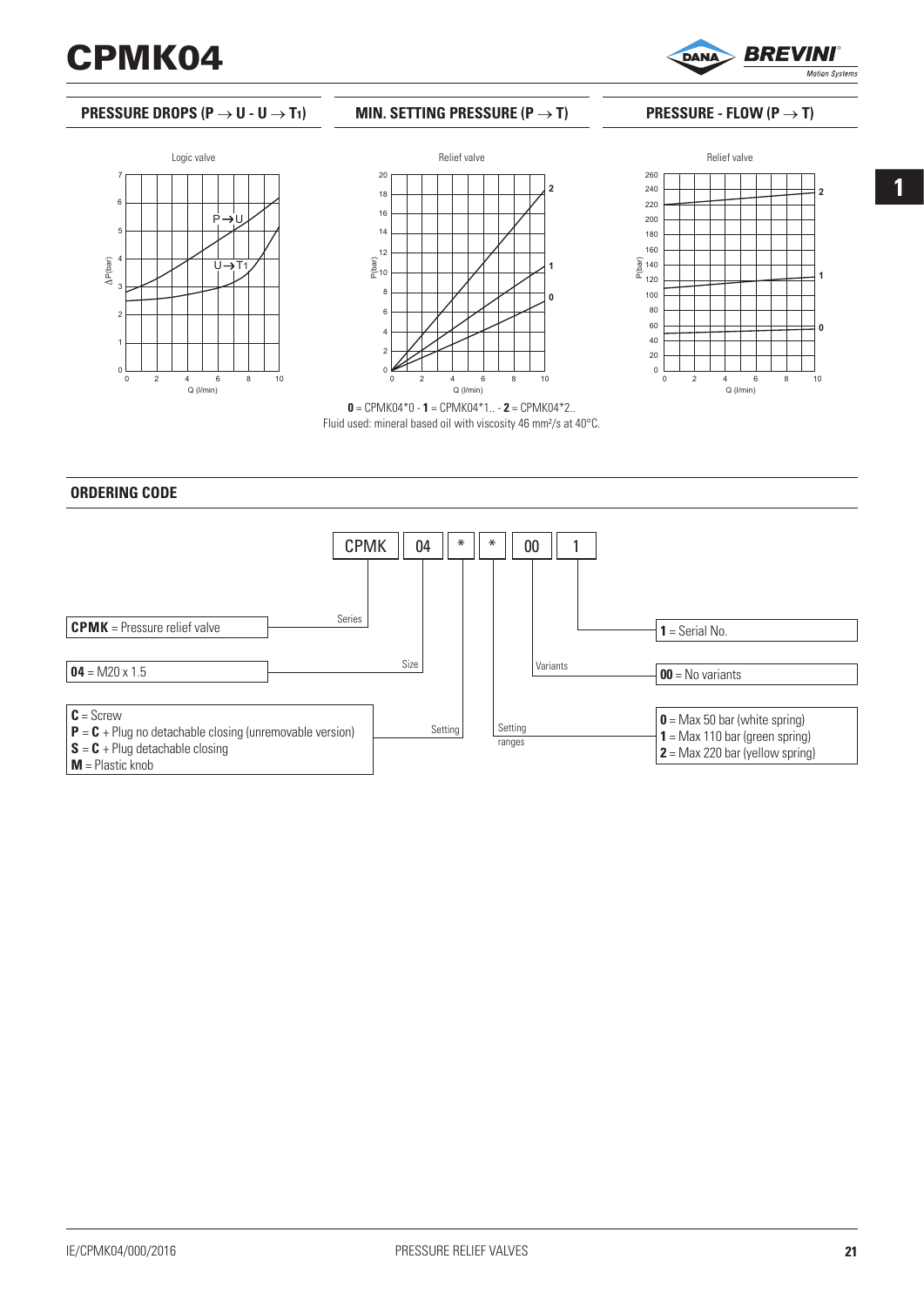# CPMK04

## PRESSURE DROPS (P → U - U → $T_1$)

Logic valve

ΔP(bar)

7
6
5
4
3
2
1
0

P→U

U→$T_1$

0 2 4 6 8 10

Q (l/min)

## MIN. SETTING PRESSURE (P → T)

Relief valve

P(bar)

20
18
16
14
12
10
8
6
4
2
0

2
1
0

0 2 4 6 8 10

Q (l/min)

## PRESSURE - FLOW (P → T)

Relief valve

P(bar)

260
240
220
200
180
160
140
120
100
80
60
40
20
0

2
1
0

0 2 4 6 8 10

Q (l/min)

**0** = CPMK04*0 - **1** = CPMK04*1.. - **2** = CPMK04*2..
Fluid used: mineral based oil with viscosity 46 mm²/s at 40°C.

## ORDERING CODE

CPMK | 04 | * | * | 00 | 1

Series: **CPMK** = Pressure relief valve

Size: **04** = M20 x 1.5

Setting:
- **C** = Screw
- **P** = **C** + Plug no detachable closing (unremovable version)
- **S** = **C** + Plug detachable closing
- **M** = Plastic knob

Setting ranges:
- **0** = Max 50 bar (white spring)
- **1** = Max 110 bar (green spring)
- **2** = Max 220 bar (yellow spring)

Variants: **00** = No variants

**1** = Serial No.

IE/CPMK04/000/2016 PRESSURE RELIEF VALVES